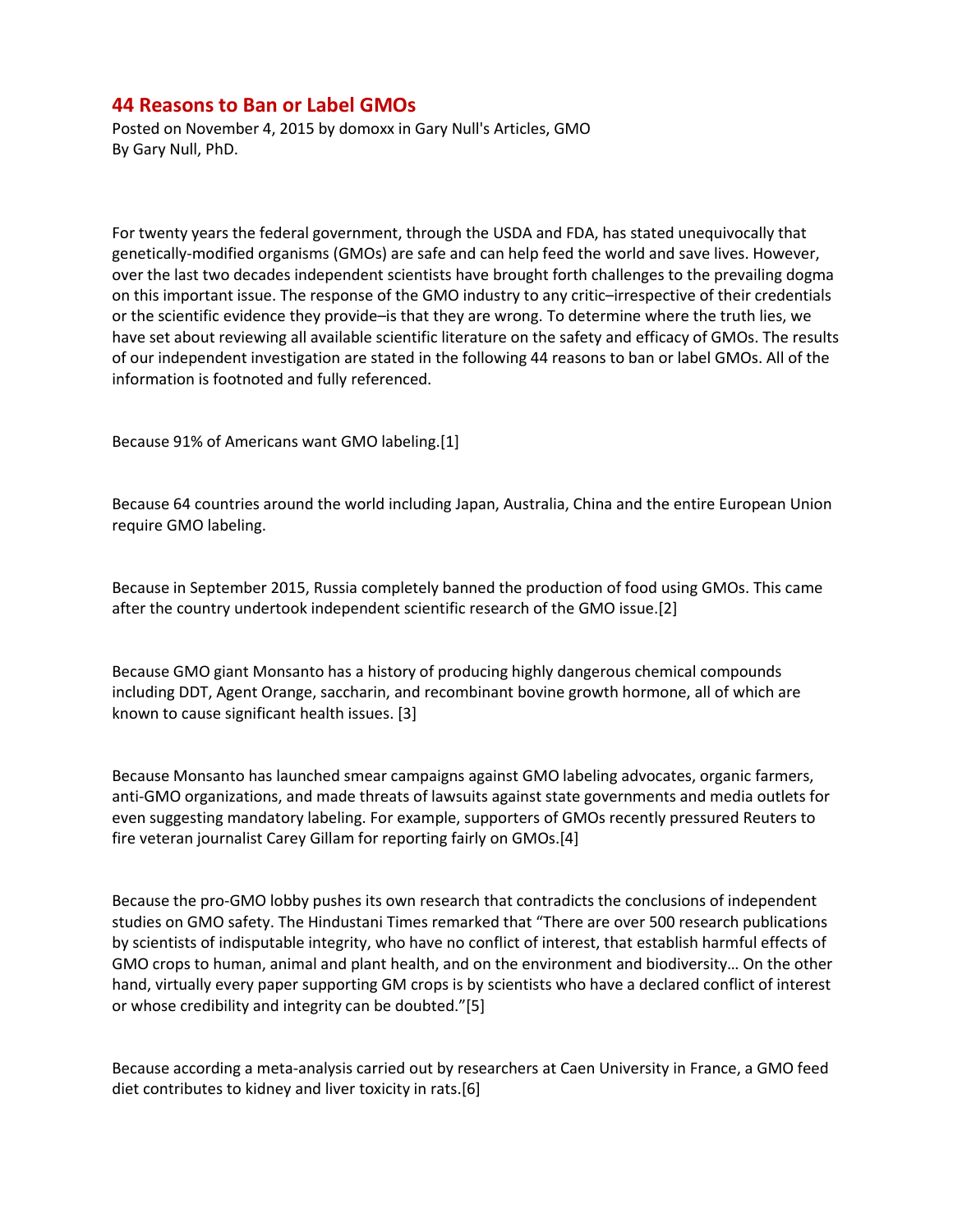# 44 Reasons to Ban or Label GMOs

Posted on November 4, 2015 by domoxx in Gary Null's Articles, GMO
By Gary Null, PhD.

For twenty years the federal government, through the USDA and FDA, has stated unequivocally that genetically-modified organisms (GMOs) are safe and can help feed the world and save lives. However, over the last two decades independent scientists have brought forth challenges to the prevailing dogma on this important issue. The response of the GMO industry to any critic–irrespective of their credentials or the scientific evidence they provide–is that they are wrong. To determine where the truth lies, we have set about reviewing all available scientific literature on the safety and efficacy of GMOs. The results of our independent investigation are stated in the following 44 reasons to ban or label GMOs. All of the information is footnoted and fully referenced.

Because 91% of Americans want GMO labeling.[1]

Because 64 countries around the world including Japan, Australia, China and the entire European Union require GMO labeling.

Because in September 2015, Russia completely banned the production of food using GMOs. This came after the country undertook independent scientific research of the GMO issue.[2]

Because GMO giant Monsanto has a history of producing highly dangerous chemical compounds including DDT, Agent Orange, saccharin, and recombinant bovine growth hormone, all of which are known to cause significant health issues. [3]

Because Monsanto has launched smear campaigns against GMO labeling advocates, organic farmers, anti-GMO organizations, and made threats of lawsuits against state governments and media outlets for even suggesting mandatory labeling. For example, supporters of GMOs recently pressured Reuters to fire veteran journalist Carey Gillam for reporting fairly on GMOs.[4]

Because the pro-GMO lobby pushes its own research that contradicts the conclusions of independent studies on GMO safety. The Hindustani Times remarked that "There are over 500 research publications by scientists of indisputable integrity, who have no conflict of interest, that establish harmful effects of GMO crops to human, animal and plant health, and on the environment and biodiversity… On the other hand, virtually every paper supporting GM crops is by scientists who have a declared conflict of interest or whose credibility and integrity can be doubted."[5]

Because according a meta-analysis carried out by researchers at Caen University in France, a GMO feed diet contributes to kidney and liver toxicity in rats.[6]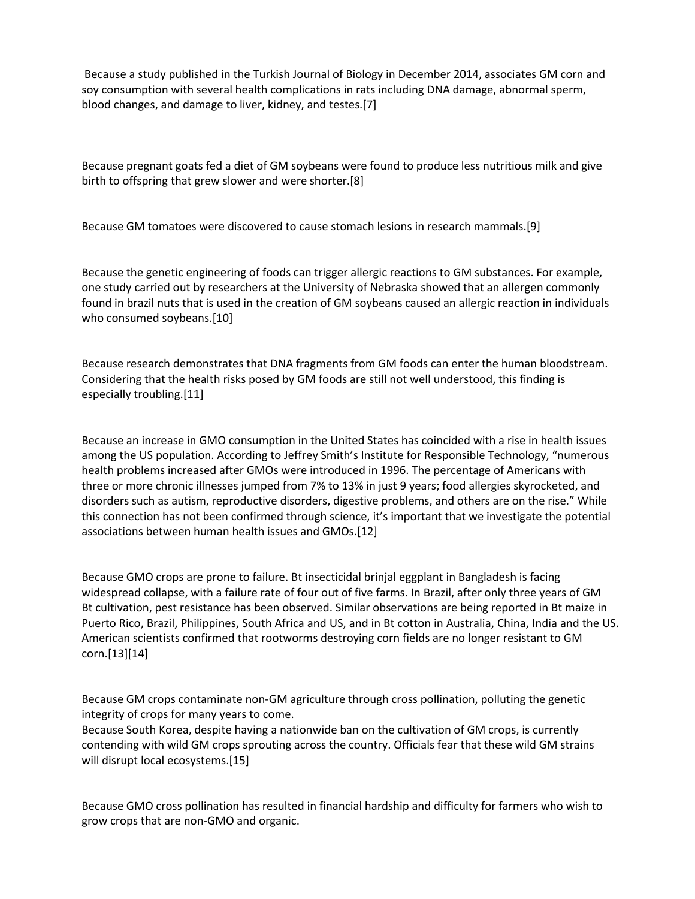Because a study published in the Turkish Journal of Biology in December 2014, associates GM corn and soy consumption with several health complications in rats including DNA damage, abnormal sperm, blood changes, and damage to liver, kidney, and testes.[7]

Because pregnant goats fed a diet of GM soybeans were found to produce less nutritious milk and give birth to offspring that grew slower and were shorter.[8]

Because GM tomatoes were discovered to cause stomach lesions in research mammals.[9]

Because the genetic engineering of foods can trigger allergic reactions to GM substances. For example, one study carried out by researchers at the University of Nebraska showed that an allergen commonly found in brazil nuts that is used in the creation of GM soybeans caused an allergic reaction in individuals who consumed soybeans.[10]

Because research demonstrates that DNA fragments from GM foods can enter the human bloodstream. Considering that the health risks posed by GM foods are still not well understood, this finding is especially troubling.[11]

Because an increase in GMO consumption in the United States has coincided with a rise in health issues among the US population. According to Jeffrey Smith's Institute for Responsible Technology, "numerous health problems increased after GMOs were introduced in 1996. The percentage of Americans with three or more chronic illnesses jumped from 7% to 13% in just 9 years; food allergies skyrocketed, and disorders such as autism, reproductive disorders, digestive problems, and others are on the rise." While this connection has not been confirmed through science, it's important that we investigate the potential associations between human health issues and GMOs.[12]

Because GMO crops are prone to failure. Bt insecticidal brinjal eggplant in Bangladesh is facing widespread collapse, with a failure rate of four out of five farms. In Brazil, after only three years of GM Bt cultivation, pest resistance has been observed. Similar observations are being reported in Bt maize in Puerto Rico, Brazil, Philippines, South Africa and US, and in Bt cotton in Australia, China, India and the US. American scientists confirmed that rootworms destroying corn fields are no longer resistant to GM corn.[13][14]

Because GM crops contaminate non-GM agriculture through cross pollination, polluting the genetic integrity of crops for many years to come.
Because South Korea, despite having a nationwide ban on the cultivation of GM crops, is currently contending with wild GM crops sprouting across the country. Officials fear that these wild GM strains will disrupt local ecosystems.[15]

Because GMO cross pollination has resulted in financial hardship and difficulty for farmers who wish to grow crops that are non-GMO and organic.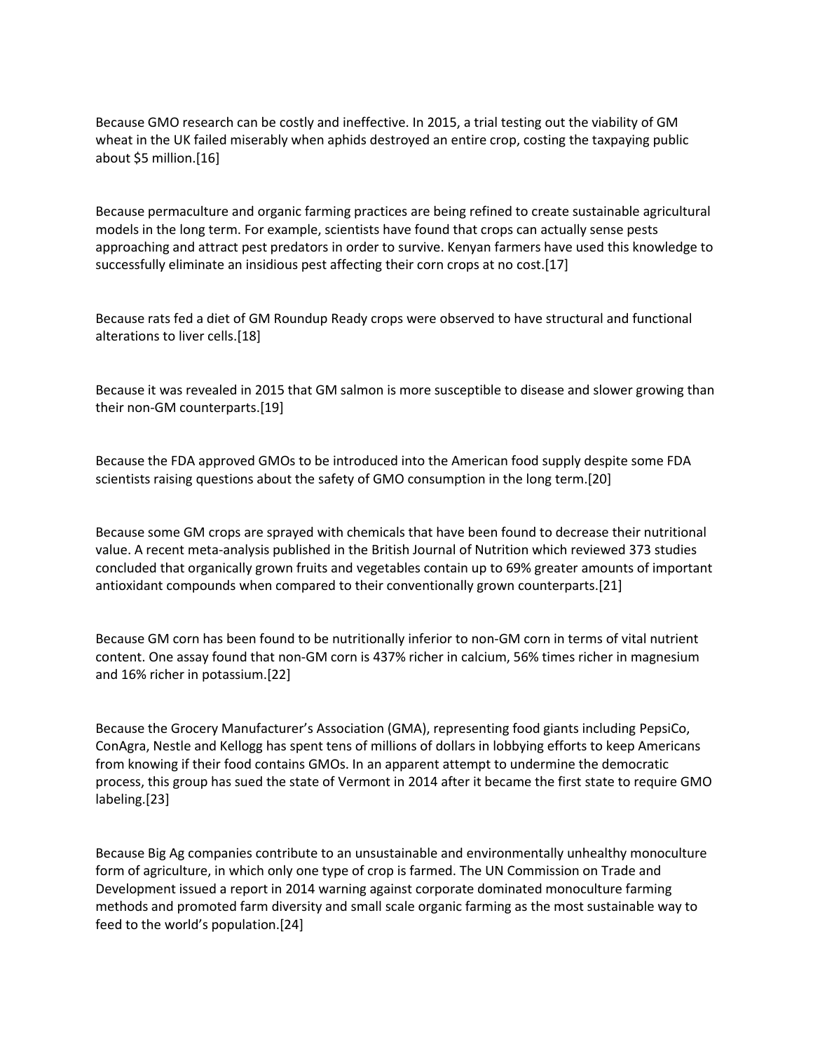Because GMO research can be costly and ineffective. In 2015, a trial testing out the viability of GM wheat in the UK failed miserably when aphids destroyed an entire crop, costing the taxpaying public about $5 million.[16]

Because permaculture and organic farming practices are being refined to create sustainable agricultural models in the long term. For example, scientists have found that crops can actually sense pests approaching and attract pest predators in order to survive. Kenyan farmers have used this knowledge to successfully eliminate an insidious pest affecting their corn crops at no cost.[17]

Because rats fed a diet of GM Roundup Ready crops were observed to have structural and functional alterations to liver cells.[18]

Because it was revealed in 2015 that GM salmon is more susceptible to disease and slower growing than their non-GM counterparts.[19]

Because the FDA approved GMOs to be introduced into the American food supply despite some FDA scientists raising questions about the safety of GMO consumption in the long term.[20]

Because some GM crops are sprayed with chemicals that have been found to decrease their nutritional value. A recent meta-analysis published in the British Journal of Nutrition which reviewed 373 studies concluded that organically grown fruits and vegetables contain up to 69% greater amounts of important antioxidant compounds when compared to their conventionally grown counterparts.[21]

Because GM corn has been found to be nutritionally inferior to non-GM corn in terms of vital nutrient content. One assay found that non-GM corn is 437% richer in calcium, 56% times richer in magnesium and 16% richer in potassium.[22]

Because the Grocery Manufacturer's Association (GMA), representing food giants including PepsiCo, ConAgra, Nestle and Kellogg has spent tens of millions of dollars in lobbying efforts to keep Americans from knowing if their food contains GMOs. In an apparent attempt to undermine the democratic process, this group has sued the state of Vermont in 2014 after it became the first state to require GMO labeling.[23]

Because Big Ag companies contribute to an unsustainable and environmentally unhealthy monoculture form of agriculture, in which only one type of crop is farmed. The UN Commission on Trade and Development issued a report in 2014 warning against corporate dominated monoculture farming methods and promoted farm diversity and small scale organic farming as the most sustainable way to feed to the world's population.[24]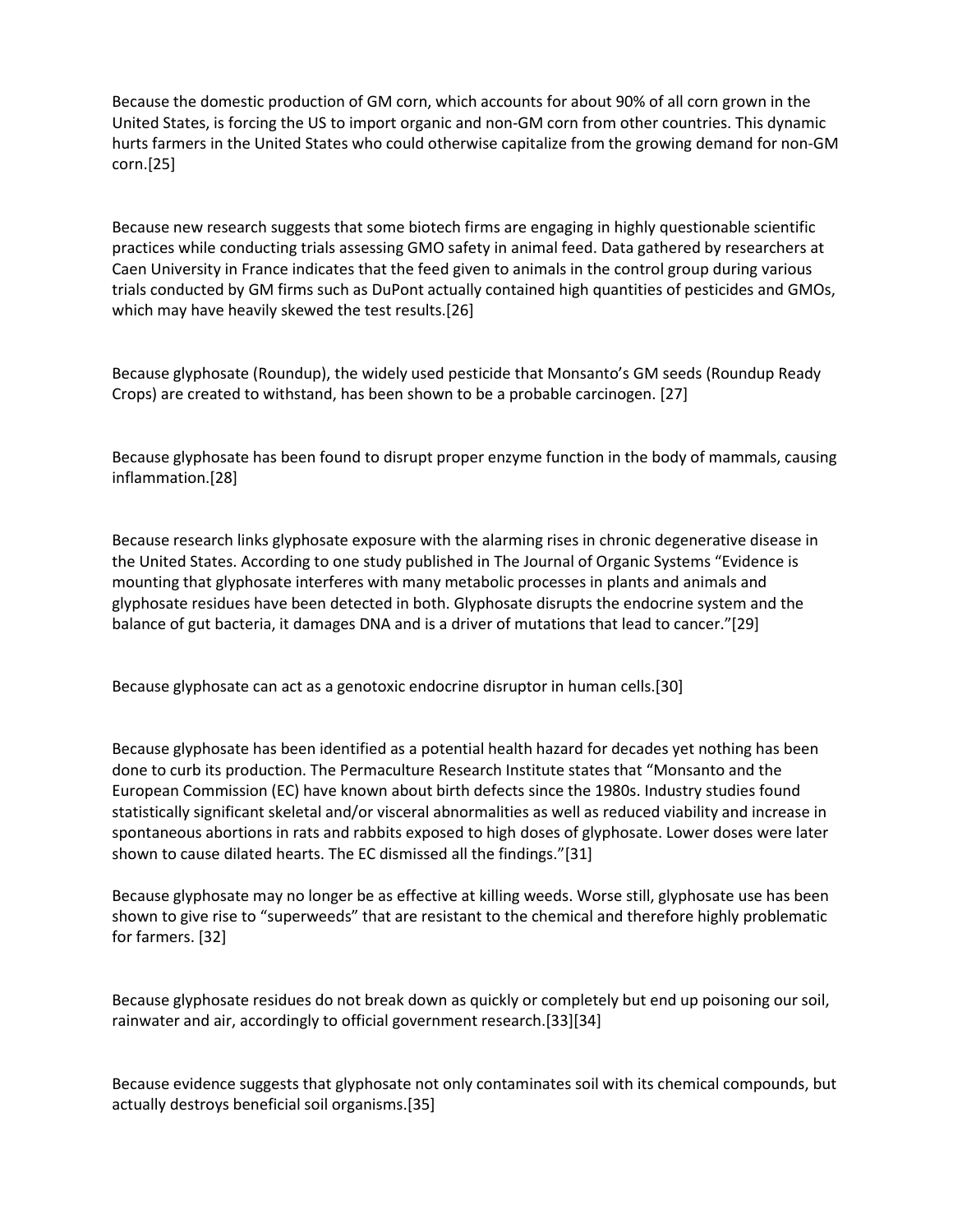Because the domestic production of GM corn, which accounts for about 90% of all corn grown in the United States, is forcing the US to import organic and non-GM corn from other countries. This dynamic hurts farmers in the United States who could otherwise capitalize from the growing demand for non-GM corn.[25]

Because new research suggests that some biotech firms are engaging in highly questionable scientific practices while conducting trials assessing GMO safety in animal feed. Data gathered by researchers at Caen University in France indicates that the feed given to animals in the control group during various trials conducted by GM firms such as DuPont actually contained high quantities of pesticides and GMOs, which may have heavily skewed the test results.[26]

Because glyphosate (Roundup), the widely used pesticide that Monsanto's GM seeds (Roundup Ready Crops) are created to withstand, has been shown to be a probable carcinogen. [27]

Because glyphosate has been found to disrupt proper enzyme function in the body of mammals, causing inflammation.[28]

Because research links glyphosate exposure with the alarming rises in chronic degenerative disease in the United States. According to one study published in The Journal of Organic Systems "Evidence is mounting that glyphosate interferes with many metabolic processes in plants and animals and glyphosate residues have been detected in both. Glyphosate disrupts the endocrine system and the balance of gut bacteria, it damages DNA and is a driver of mutations that lead to cancer."[29]

Because glyphosate can act as a genotoxic endocrine disruptor in human cells.[30]

Because glyphosate has been identified as a potential health hazard for decades yet nothing has been done to curb its production. The Permaculture Research Institute states that "Monsanto and the European Commission (EC) have known about birth defects since the 1980s. Industry studies found statistically significant skeletal and/or visceral abnormalities as well as reduced viability and increase in spontaneous abortions in rats and rabbits exposed to high doses of glyphosate. Lower doses were later shown to cause dilated hearts. The EC dismissed all the findings."[31]

Because glyphosate may no longer be as effective at killing weeds. Worse still, glyphosate use has been shown to give rise to "superweeds" that are resistant to the chemical and therefore highly problematic for farmers. [32]

Because glyphosate residues do not break down as quickly or completely but end up poisoning our soil, rainwater and air, accordingly to official government research.[33][34]

Because evidence suggests that glyphosate not only contaminates soil with its chemical compounds, but actually destroys beneficial soil organisms.[35]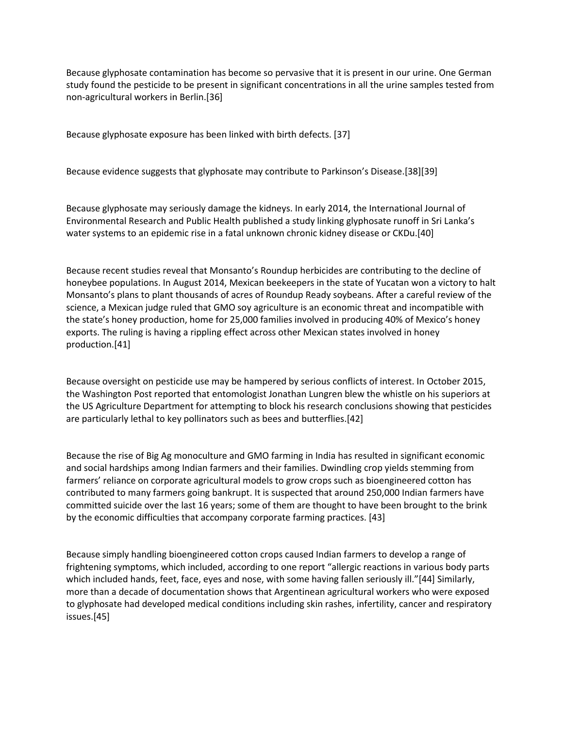Because glyphosate contamination has become so pervasive that it is present in our urine. One German study found the pesticide to be present in significant concentrations in all the urine samples tested from non-agricultural workers in Berlin.[36]

Because glyphosate exposure has been linked with birth defects. [37]

Because evidence suggests that glyphosate may contribute to Parkinson's Disease.[38][39]

Because glyphosate may seriously damage the kidneys. In early 2014, the International Journal of Environmental Research and Public Health published a study linking glyphosate runoff in Sri Lanka's water systems to an epidemic rise in a fatal unknown chronic kidney disease or CKDu.[40]

Because recent studies reveal that Monsanto's Roundup herbicides are contributing to the decline of honeybee populations. In August 2014, Mexican beekeepers in the state of Yucatan won a victory to halt Monsanto's plans to plant thousands of acres of Roundup Ready soybeans. After a careful review of the science, a Mexican judge ruled that GMO soy agriculture is an economic threat and incompatible with the state's honey production, home for 25,000 families involved in producing 40% of Mexico's honey exports. The ruling is having a rippling effect across other Mexican states involved in honey production.[41]

Because oversight on pesticide use may be hampered by serious conflicts of interest. In October 2015, the Washington Post reported that entomologist Jonathan Lungren blew the whistle on his superiors at the US Agriculture Department for attempting to block his research conclusions showing that pesticides are particularly lethal to key pollinators such as bees and butterflies.[42]

Because the rise of Big Ag monoculture and GMO farming in India has resulted in significant economic and social hardships among Indian farmers and their families. Dwindling crop yields stemming from farmers' reliance on corporate agricultural models to grow crops such as bioengineered cotton has contributed to many farmers going bankrupt. It is suspected that around 250,000 Indian farmers have committed suicide over the last 16 years; some of them are thought to have been brought to the brink by the economic difficulties that accompany corporate farming practices. [43]

Because simply handling bioengineered cotton crops caused Indian farmers to develop a range of frightening symptoms, which included, according to one report "allergic reactions in various body parts which included hands, feet, face, eyes and nose, with some having fallen seriously ill."[44] Similarly, more than a decade of documentation shows that Argentinean agricultural workers who were exposed to glyphosate had developed medical conditions including skin rashes, infertility, cancer and respiratory issues.[45]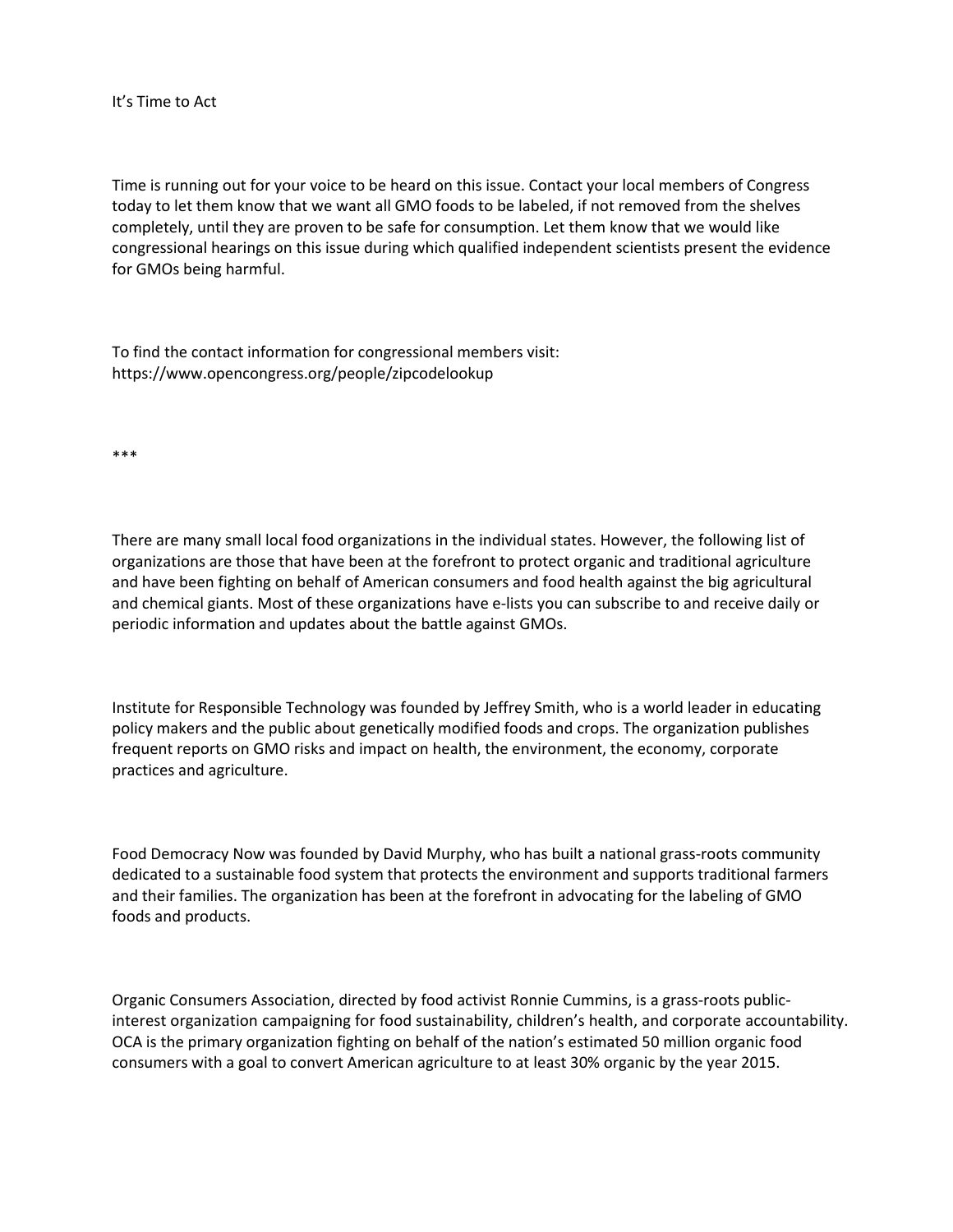It's Time to Act

Time is running out for your voice to be heard on this issue. Contact your local members of Congress today to let them know that we want all GMO foods to be labeled, if not removed from the shelves completely, until they are proven to be safe for consumption. Let them know that we would like congressional hearings on this issue during which qualified independent scientists present the evidence for GMOs being harmful.

To find the contact information for congressional members visit:
https://www.opencongress.org/people/zipcodelookup

***

There are many small local food organizations in the individual states. However, the following list of organizations are those that have been at the forefront to protect organic and traditional agriculture and have been fighting on behalf of American consumers and food health against the big agricultural and chemical giants. Most of these organizations have e-lists you can subscribe to and receive daily or periodic information and updates about the battle against GMOs.

Institute for Responsible Technology was founded by Jeffrey Smith, who is a world leader in educating policy makers and the public about genetically modified foods and crops. The organization publishes frequent reports on GMO risks and impact on health, the environment, the economy, corporate practices and agriculture.

Food Democracy Now was founded by David Murphy, who has built a national grass-roots community dedicated to a sustainable food system that protects the environment and supports traditional farmers and their families. The organization has been at the forefront in advocating for the labeling of GMO foods and products.

Organic Consumers Association, directed by food activist Ronnie Cummins, is a grass-roots public-interest organization campaigning for food sustainability, children's health, and corporate accountability. OCA is the primary organization fighting on behalf of the nation's estimated 50 million organic food consumers with a goal to convert American agriculture to at least 30% organic by the year 2015.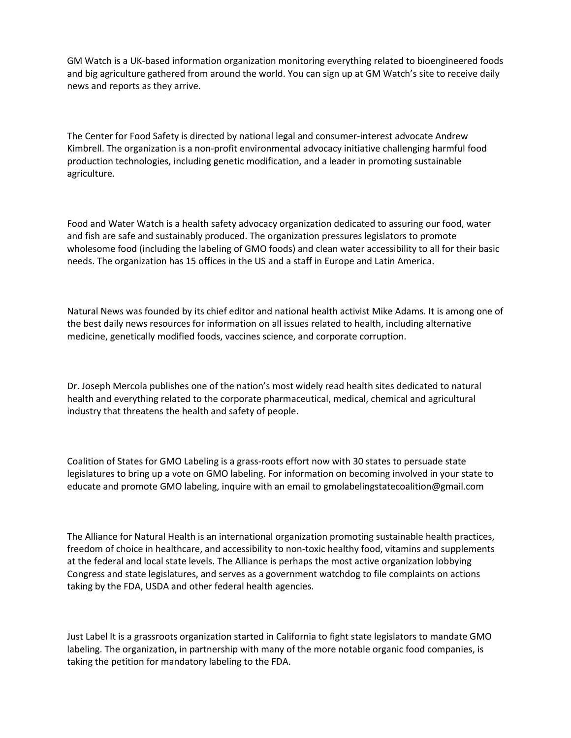GM Watch is a UK-based information organization monitoring everything related to bioengineered foods and big agriculture gathered from around the world. You can sign up at GM Watch's site to receive daily news and reports as they arrive.

The Center for Food Safety is directed by national legal and consumer-interest advocate Andrew Kimbrell. The organization is a non-profit environmental advocacy initiative challenging harmful food production technologies, including genetic modification, and a leader in promoting sustainable agriculture.

Food and Water Watch is a health safety advocacy organization dedicated to assuring our food, water and fish are safe and sustainably produced. The organization pressures legislators to promote wholesome food (including the labeling of GMO foods) and clean water accessibility to all for their basic needs. The organization has 15 offices in the US and a staff in Europe and Latin America.

Natural News was founded by its chief editor and national health activist Mike Adams. It is among one of the best daily news resources for information on all issues related to health, including alternative medicine, genetically modified foods, vaccines science, and corporate corruption.

Dr. Joseph Mercola publishes one of the nation's most widely read health sites dedicated to natural health and everything related to the corporate pharmaceutical, medical, chemical and agricultural industry that threatens the health and safety of people.

Coalition of States for GMO Labeling is a grass-roots effort now with 30 states to persuade state legislatures to bring up a vote on GMO labeling. For information on becoming involved in your state to educate and promote GMO labeling, inquire with an email to gmolabelingstatecoalition@gmail.com

The Alliance for Natural Health is an international organization promoting sustainable health practices, freedom of choice in healthcare, and accessibility to non-toxic healthy food, vitamins and supplements at the federal and local state levels. The Alliance is perhaps the most active organization lobbying Congress and state legislatures, and serves as a government watchdog to file complaints on actions taking by the FDA, USDA and other federal health agencies.

Just Label It is a grassroots organization started in California to fight state legislators to mandate GMO labeling. The organization, in partnership with many of the more notable organic food companies, is taking the petition for mandatory labeling to the FDA.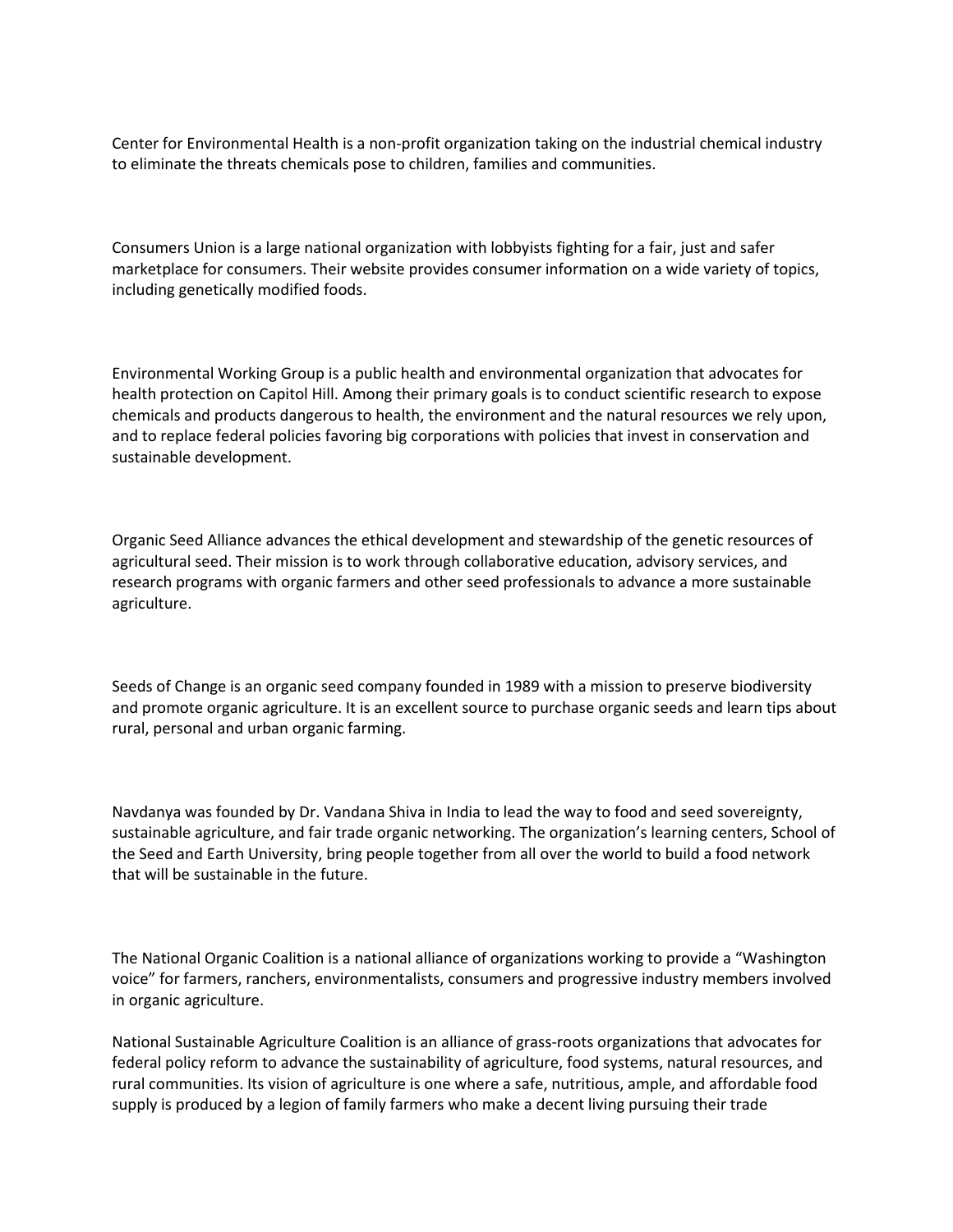Center for Environmental Health is a non-profit organization taking on the industrial chemical industry to eliminate the threats chemicals pose to children, families and communities.

Consumers Union is a large national organization with lobbyists fighting for a fair, just and safer marketplace for consumers. Their website provides consumer information on a wide variety of topics, including genetically modified foods.

Environmental Working Group is a public health and environmental organization that advocates for health protection on Capitol Hill. Among their primary goals is to conduct scientific research to expose chemicals and products dangerous to health, the environment and the natural resources we rely upon, and to replace federal policies favoring big corporations with policies that invest in conservation and sustainable development.

Organic Seed Alliance advances the ethical development and stewardship of the genetic resources of agricultural seed. Their mission is to work through collaborative education, advisory services, and research programs with organic farmers and other seed professionals to advance a more sustainable agriculture.

Seeds of Change is an organic seed company founded in 1989 with a mission to preserve biodiversity and promote organic agriculture. It is an excellent source to purchase organic seeds and learn tips about rural, personal and urban organic farming.

Navdanya was founded by Dr. Vandana Shiva in India to lead the way to food and seed sovereignty, sustainable agriculture, and fair trade organic networking. The organization's learning centers, School of the Seed and Earth University, bring people together from all over the world to build a food network that will be sustainable in the future.

The National Organic Coalition is a national alliance of organizations working to provide a "Washington voice" for farmers, ranchers, environmentalists, consumers and progressive industry members involved in organic agriculture.

National Sustainable Agriculture Coalition is an alliance of grass-roots organizations that advocates for federal policy reform to advance the sustainability of agriculture, food systems, natural resources, and rural communities. Its vision of agriculture is one where a safe, nutritious, ample, and affordable food supply is produced by a legion of family farmers who make a decent living pursuing their trade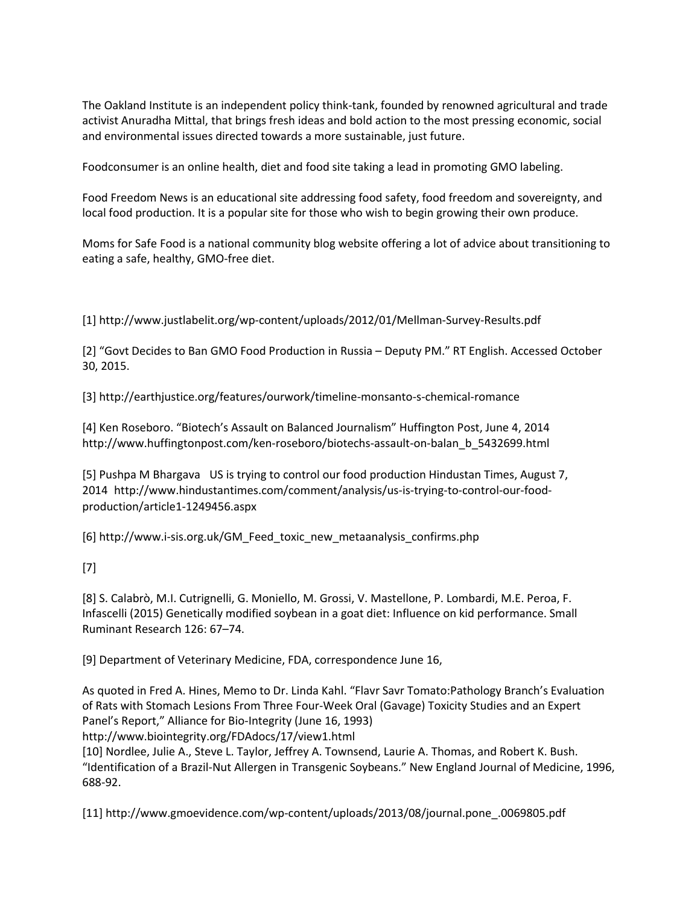The Oakland Institute is an independent policy think-tank, founded by renowned agricultural and trade activist Anuradha Mittal, that brings fresh ideas and bold action to the most pressing economic, social and environmental issues directed towards a more sustainable, just future.

Foodconsumer is an online health, diet and food site taking a lead in promoting GMO labeling.

Food Freedom News is an educational site addressing food safety, food freedom and sovereignty, and local food production. It is a popular site for those who wish to begin growing their own produce.

Moms for Safe Food is a national community blog website offering a lot of advice about transitioning to eating a safe, healthy, GMO-free diet.

[1] http://www.justlabelit.org/wp-content/uploads/2012/01/Mellman-Survey-Results.pdf

[2] "Govt Decides to Ban GMO Food Production in Russia – Deputy PM." RT English. Accessed October 30, 2015.

[3] http://earthjustice.org/features/ourwork/timeline-monsanto-s-chemical-romance

[4] Ken Roseboro. "Biotech's Assault on Balanced Journalism" Huffington Post, June 4, 2014 http://www.huffingtonpost.com/ken-roseboro/biotechs-assault-on-balan_b_5432699.html

[5] Pushpa M Bhargava US is trying to control our food production Hindustan Times, August 7, 2014 http://www.hindustantimes.com/comment/analysis/us-is-trying-to-control-our-food-production/article1-1249456.aspx

[6] http://www.i-sis.org.uk/GM_Feed_toxic_new_metaanalysis_confirms.php

[7]

[8] S. Calabrò, M.I. Cutrignelli, G. Moniello, M. Grossi, V. Mastellone, P. Lombardi, M.E. Peroa, F. Infascelli (2015) Genetically modified soybean in a goat diet: Influence on kid performance. Small Ruminant Research 126: 67–74.

[9] Department of Veterinary Medicine, FDA, correspondence June 16,

As quoted in Fred A. Hines, Memo to Dr. Linda Kahl. "Flavr Savr Tomato:Pathology Branch's Evaluation of Rats with Stomach Lesions From Three Four-Week Oral (Gavage) Toxicity Studies and an Expert Panel's Report," Alliance for Bio-Integrity (June 16, 1993)
http://www.biointegrity.org/FDAdocs/17/view1.html

[10] Nordlee, Julie A., Steve L. Taylor, Jeffrey A. Townsend, Laurie A. Thomas, and Robert K. Bush. "Identification of a Brazil-Nut Allergen in Transgenic Soybeans." New England Journal of Medicine, 1996, 688-92.

[11] http://www.gmoevidence.com/wp-content/uploads/2013/08/journal.pone_.0069805.pdf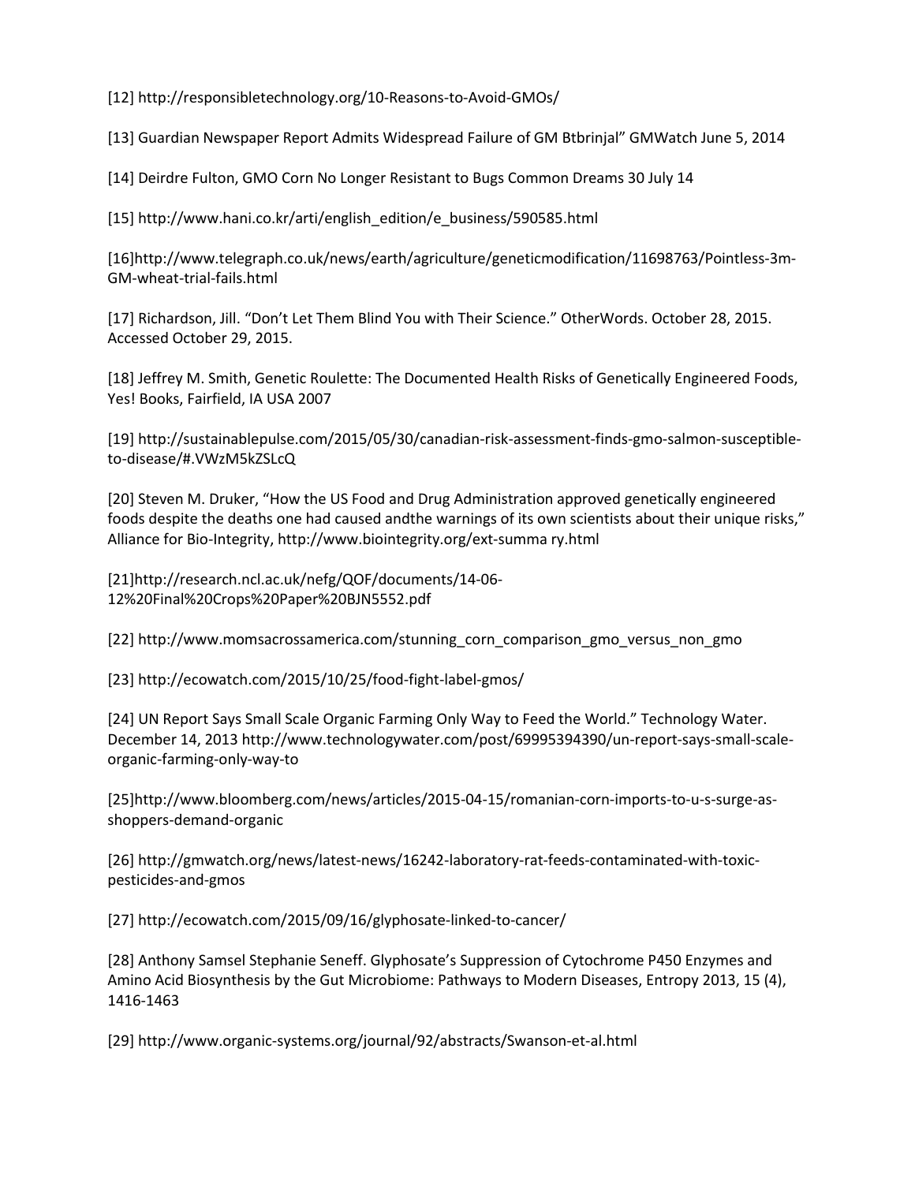[12] http://responsibletechnology.org/10-Reasons-to-Avoid-GMOs/

[13] Guardian Newspaper Report Admits Widespread Failure of GM Btbrinjal" GMWatch June 5, 2014

[14] Deirdre Fulton, GMO Corn No Longer Resistant to Bugs Common Dreams 30 July 14

[15] http://www.hani.co.kr/arti/english_edition/e_business/590585.html

[16]http://www.telegraph.co.uk/news/earth/agriculture/geneticmodification/11698763/Pointless-3m-GM-wheat-trial-fails.html

[17] Richardson, Jill. "Don't Let Them Blind You with Their Science." OtherWords. October 28, 2015. Accessed October 29, 2015.

[18] Jeffrey M. Smith, Genetic Roulette: The Documented Health Risks of Genetically Engineered Foods, Yes! Books, Fairfield, IA USA 2007

[19] http://sustainablepulse.com/2015/05/30/canadian-risk-assessment-finds-gmo-salmon-susceptible-to-disease/#.VWzM5kZSLcQ

[20] Steven M. Druker, "How the US Food and Drug Administration approved genetically engineered foods despite the deaths one had caused andthe warnings of its own scientists about their unique risks," Alliance for Bio-Integrity, http://www.biointegrity.org/ext-summa ry.html

[21]http://research.ncl.ac.uk/nefg/QOF/documents/14-06-12%20Final%20Crops%20Paper%20BJN5552.pdf

[22] http://www.momsacrossamerica.com/stunning_corn_comparison_gmo_versus_non_gmo

[23] http://ecowatch.com/2015/10/25/food-fight-label-gmos/

[24] UN Report Says Small Scale Organic Farming Only Way to Feed the World." Technology Water. December 14, 2013 http://www.technologywater.com/post/69995394390/un-report-says-small-scale-organic-farming-only-way-to

[25]http://www.bloomberg.com/news/articles/2015-04-15/romanian-corn-imports-to-u-s-surge-as-shoppers-demand-organic

[26] http://gmwatch.org/news/latest-news/16242-laboratory-rat-feeds-contaminated-with-toxic-pesticides-and-gmos

[27] http://ecowatch.com/2015/09/16/glyphosate-linked-to-cancer/

[28] Anthony Samsel Stephanie Seneff. Glyphosate's Suppression of Cytochrome P450 Enzymes and Amino Acid Biosynthesis by the Gut Microbiome: Pathways to Modern Diseases, Entropy 2013, 15 (4), 1416-1463

[29] http://www.organic-systems.org/journal/92/abstracts/Swanson-et-al.html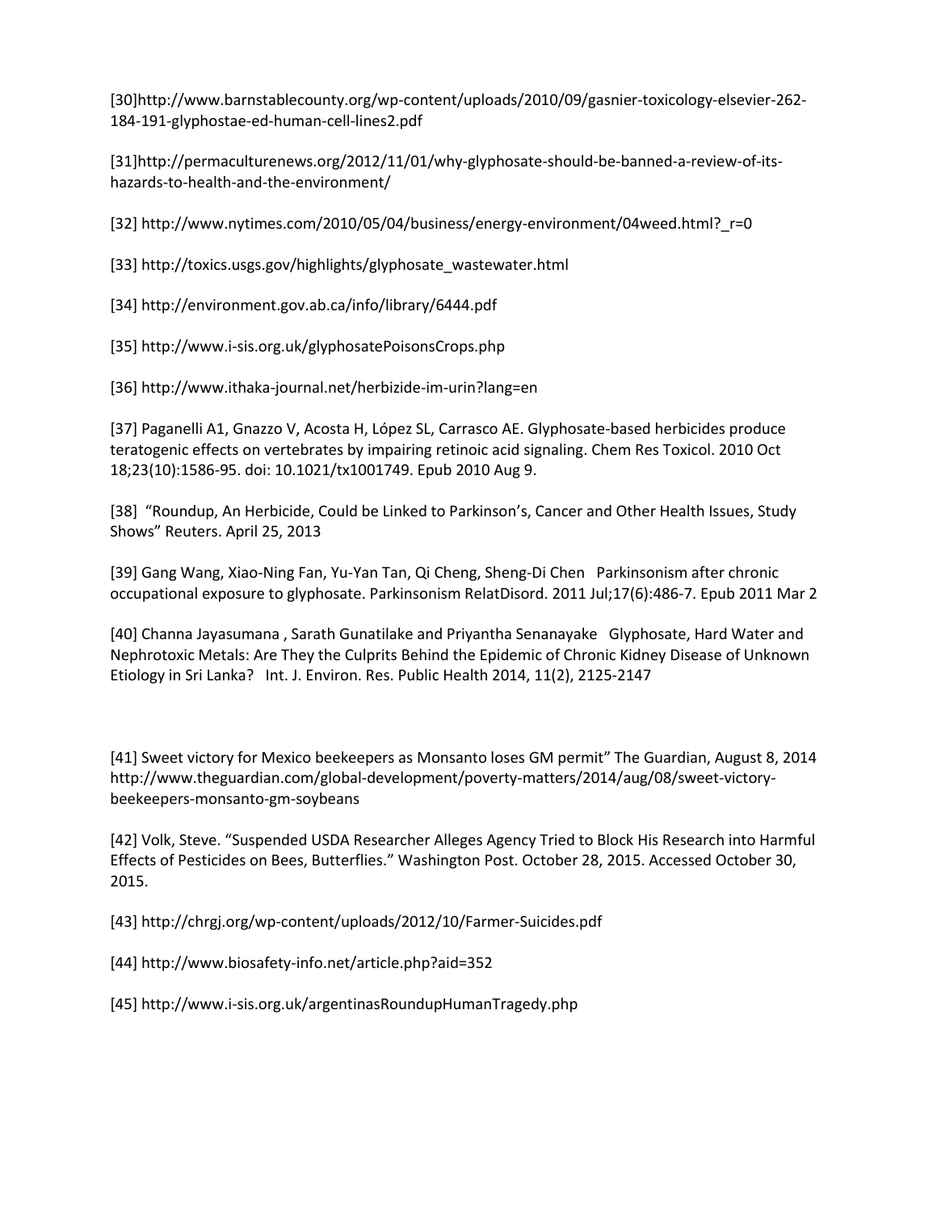[30]http://www.barnstablecounty.org/wp-content/uploads/2010/09/gasnier-toxicology-elsevier-262-184-191-glyphostae-ed-human-cell-lines2.pdf

[31]http://permaculturenews.org/2012/11/01/why-glyphosate-should-be-banned-a-review-of-its-hazards-to-health-and-the-environment/

[32] http://www.nytimes.com/2010/05/04/business/energy-environment/04weed.html?_r=0

[33] http://toxics.usgs.gov/highlights/glyphosate_wastewater.html

[34] http://environment.gov.ab.ca/info/library/6444.pdf

[35] http://www.i-sis.org.uk/glyphosatePoisonsCrops.php

[36] http://www.ithaka-journal.net/herbizide-im-urin?lang=en

[37] Paganelli A1, Gnazzo V, Acosta H, López SL, Carrasco AE. Glyphosate-based herbicides produce teratogenic effects on vertebrates by impairing retinoic acid signaling. Chem Res Toxicol. 2010 Oct 18;23(10):1586-95. doi: 10.1021/tx1001749. Epub 2010 Aug 9.

[38] "Roundup, An Herbicide, Could be Linked to Parkinson's, Cancer and Other Health Issues, Study Shows" Reuters. April 25, 2013

[39] Gang Wang, Xiao-Ning Fan, Yu-Yan Tan, Qi Cheng, Sheng-Di Chen Parkinsonism after chronic occupational exposure to glyphosate. Parkinsonism RelatDisord. 2011 Jul;17(6):486-7. Epub 2011 Mar 2

[40] Channa Jayasumana , Sarath Gunatilake and Priyantha Senanayake Glyphosate, Hard Water and Nephrotoxic Metals: Are They the Culprits Behind the Epidemic of Chronic Kidney Disease of Unknown Etiology in Sri Lanka? Int. J. Environ. Res. Public Health 2014, 11(2), 2125-2147

[41] Sweet victory for Mexico beekeepers as Monsanto loses GM permit" The Guardian, August 8, 2014 http://www.theguardian.com/global-development/poverty-matters/2014/aug/08/sweet-victory-beekeepers-monsanto-gm-soybeans

[42] Volk, Steve. "Suspended USDA Researcher Alleges Agency Tried to Block His Research into Harmful Effects of Pesticides on Bees, Butterflies." Washington Post. October 28, 2015. Accessed October 30, 2015.

[43] http://chrgj.org/wp-content/uploads/2012/10/Farmer-Suicides.pdf

[44] http://www.biosafety-info.net/article.php?aid=352

[45] http://www.i-sis.org.uk/argentinasRoundupHumanTragedy.php